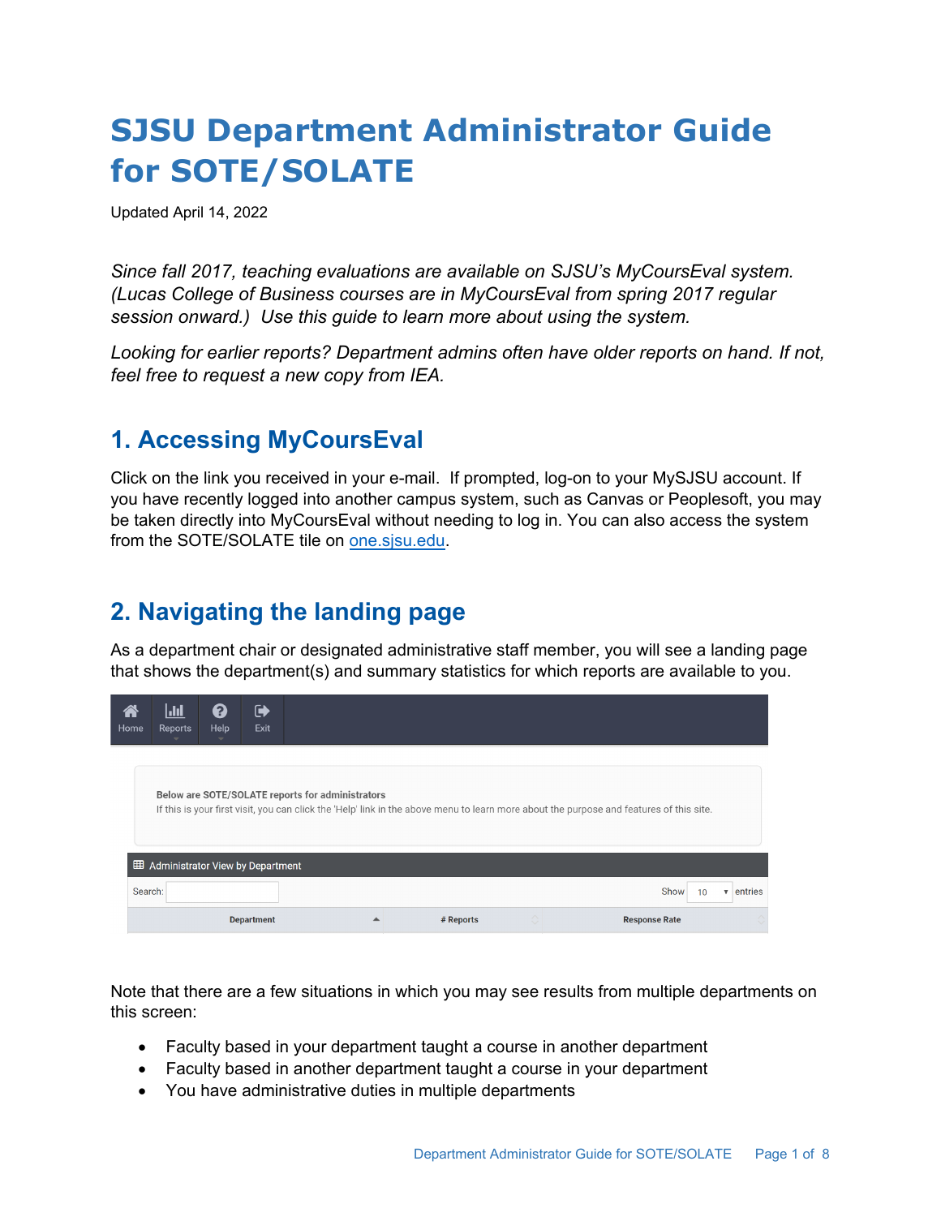# SJSU Department Administrator Guide for SOTE/SOLATE

Updated April 14, 2022

*Since fall 2017, teaching evaluations are available on SJSU's MyCoursEval system. (Lucas College of Business courses are in MyCoursEval from spring 2017 regular session onward.) Use this guide to learn more about using the system.*

*Looking for earlier reports? Department admins often have older reports on hand. If not, feel free to request a new copy from IEA.*

## 1. Accessing MyCoursEval

Click on the link you received in your e-mail. If prompted, log-on to your MySJSU account. If you have recently logged into another campus system, such as Canvas or Peoplesoft, you may be taken directly into MyCoursEval without needing to log in. You can also access the system from the SOTE/SOLATE tile on [one.sjsu.edu](one.sjsu.edu).

## 2. Navigating the landing page

As a department chair or designated administrative staff member, you will see a landing page that shows the department(s) and summary statistics for which reports are available to you.

Note that there are a few situations in which you may see results from multiple departments on this screen:

- Faculty based in your department taught a course in another department
- Faculty based in another department taught a course in your department
- You have administrative duties in multiple departments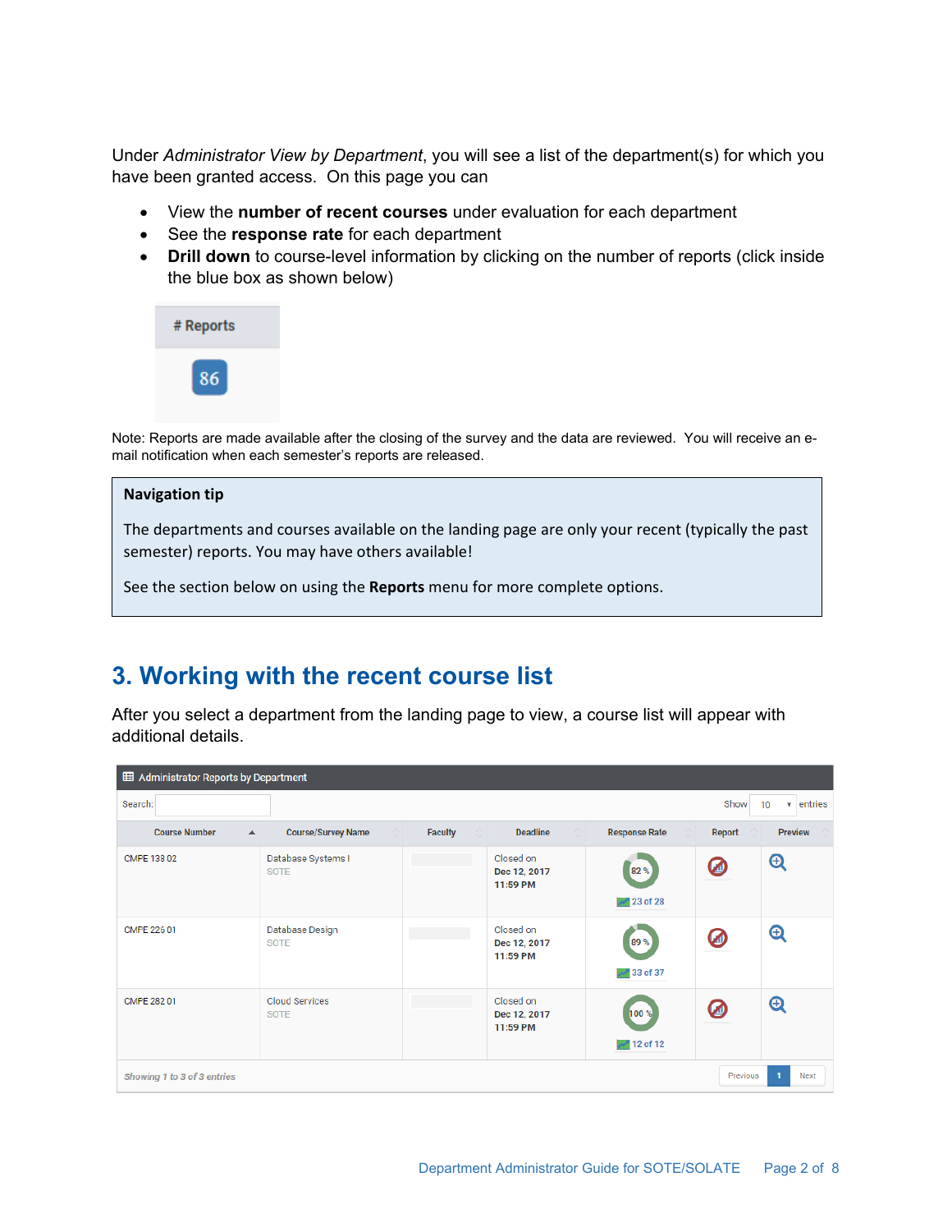Under *Administrator View by Department*, you will see a list of the department(s) for which you have been granted access. On this page you can

- View the **number of recent courses** under evaluation for each department
- See the **response rate** for each department
- **Drill down** to course-level information by clicking on the number of reports (click inside the blue box as shown below)

| # Reports |
|---|
| 86 |

Note: Reports are made available after the closing of the survey and the data are reviewed. You will receive an e-mail notification when each semester's reports are released.

> **Navigation tip**
>
> The departments and courses available on the landing page are only your recent (typically the past semester) reports. You may have others available!
>
> See the section below on using the **Reports** menu for more complete options.

## 3. Working with the recent course list

After you select a department from the landing page to view, a course list will appear with additional details.

Administrator Reports by Department

Search: Show 10 entries

| Course Number | Course/Survey Name | Faculty | Deadline | Response Rate | Report | Preview |
|---|---|---|---|---|---|---|
| CMPE 138 02 | Database Systems I SOTE | | Closed on Dec 12, 2017 11:59 PM | 82 % 23 of 28 | | |
| CMPE 226 01 | Database Design SOTE | | Closed on Dec 12, 2017 11:59 PM | 89 % 33 of 37 | | |
| CMPE 282 01 | Cloud Services SOTE | | Closed on Dec 12, 2017 11:59 PM | 100 % 12 of 12 | | |

Showing 1 to 3 of 3 entries Previous 1 Next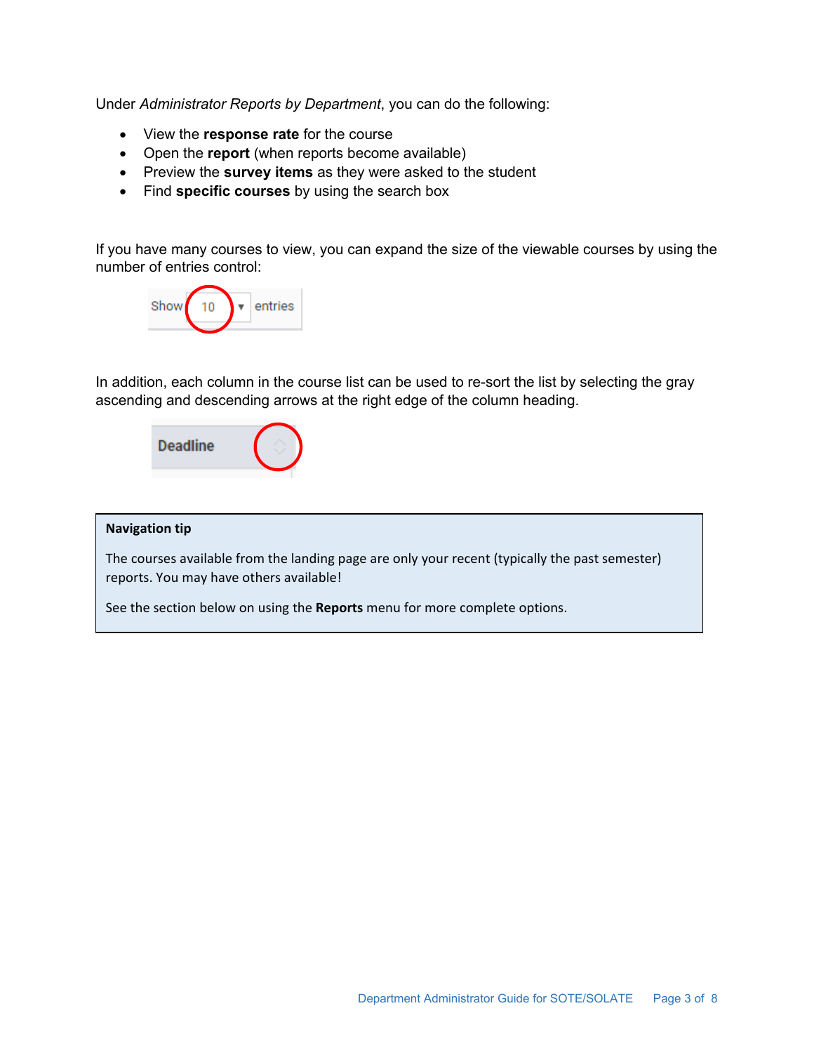Under *Administrator Reports by Department*, you can do the following:

- View the **response rate** for the course
- Open the **report** (when reports become available)
- Preview the **survey items** as they were asked to the student
- Find **specific courses** by using the search box

If you have many courses to view, you can expand the size of the viewable courses by using the number of entries control:

In addition, each column in the course list can be used to re-sort the list by selecting the gray ascending and descending arrows at the right edge of the column heading.

**Navigation tip**

The courses available from the landing page are only your recent (typically the past semester) reports. You may have others available!

See the section below on using the **Reports** menu for more complete options.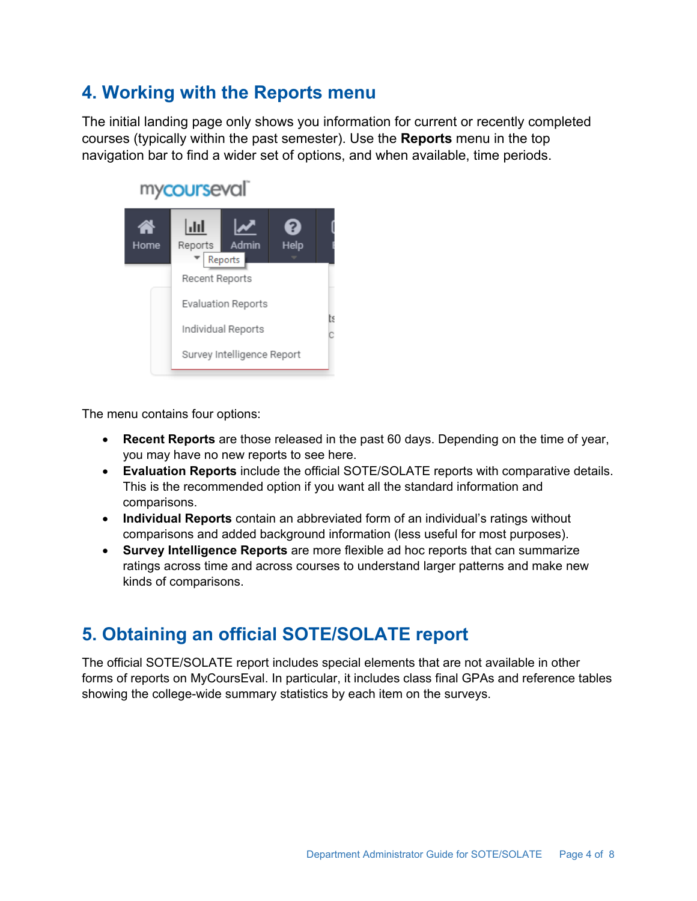## 4. Working with the Reports menu

The initial landing page only shows you information for current or recently completed courses (typically within the past semester). Use the **Reports** menu in the top navigation bar to find a wider set of options, and when available, time periods.

The menu contains four options:

- **Recent Reports** are those released in the past 60 days. Depending on the time of year, you may have no new reports to see here.
- **Evaluation Reports** include the official SOTE/SOLATE reports with comparative details. This is the recommended option if you want all the standard information and comparisons.
- **Individual Reports** contain an abbreviated form of an individual's ratings without comparisons and added background information (less useful for most purposes).
- **Survey Intelligence Reports** are more flexible ad hoc reports that can summarize ratings across time and across courses to understand larger patterns and make new kinds of comparisons.

## 5. Obtaining an official SOTE/SOLATE report

The official SOTE/SOLATE report includes special elements that are not available in other forms of reports on MyCoursEval. In particular, it includes class final GPAs and reference tables showing the college-wide summary statistics by each item on the surveys.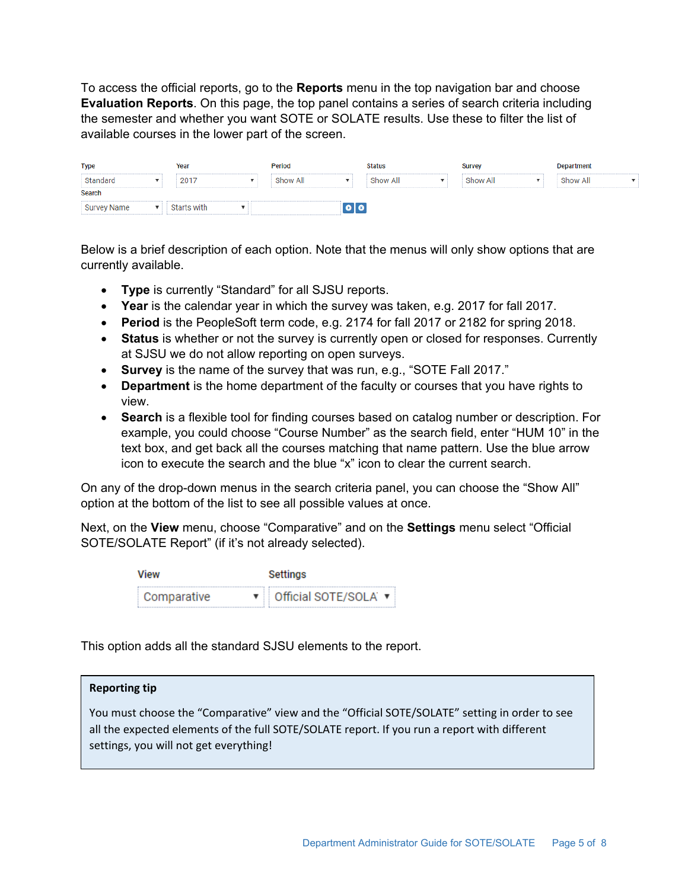To access the official reports, go to the **Reports** menu in the top navigation bar and choose **Evaluation Reports**. On this page, the top panel contains a series of search criteria including the semester and whether you want SOTE or SOLATE results. Use these to filter the list of available courses in the lower part of the screen.

| Type | Year | Period | Status | Survey | Department |
|---|---|---|---|---|---|
| Standard | 2017 | Show All | Show All | Show All | Show All |

Search: Survey Name | Starts with

Below is a brief description of each option. Note that the menus will only show options that are currently available.

- **Type** is currently “Standard” for all SJSU reports.
- **Year** is the calendar year in which the survey was taken, e.g. 2017 for fall 2017.
- **Period** is the PeopleSoft term code, e.g. 2174 for fall 2017 or 2182 for spring 2018.
- **Status** is whether or not the survey is currently open or closed for responses. Currently at SJSU we do not allow reporting on open surveys.
- **Survey** is the name of the survey that was run, e.g., “SOTE Fall 2017.”
- **Department** is the home department of the faculty or courses that you have rights to view.
- **Search** is a flexible tool for finding courses based on catalog number or description. For example, you could choose “Course Number” as the search field, enter “HUM 10” in the text box, and get back all the courses matching that name pattern. Use the blue arrow icon to execute the search and the blue “x” icon to clear the current search.

On any of the drop-down menus in the search criteria panel, you can choose the “Show All” option at the bottom of the list to see all possible values at once.

Next, on the **View** menu, choose “Comparative” and on the **Settings** menu select “Official SOTE/SOLATE Report” (if it’s not already selected).

| View | Settings |
|---|---|
| Comparative | Official SOTE/SOLA |

This option adds all the standard SJSU elements to the report.

> **Reporting tip**
>
> You must choose the “Comparative” view and the “Official SOTE/SOLATE” setting in order to see all the expected elements of the full SOTE/SOLATE report. If you run a report with different settings, you will not get everything!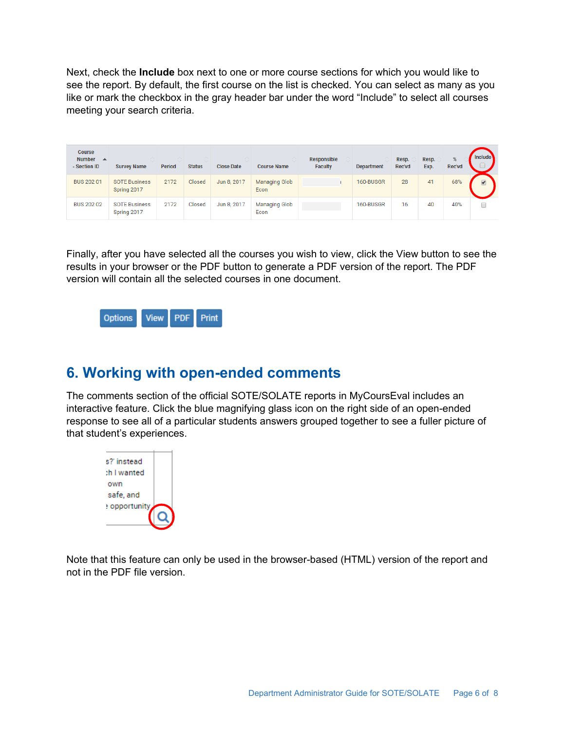Next, check the **Include** box next to one or more course sections for which you would like to see the report. By default, the first course on the list is checked. You can select as many as you like or mark the checkbox in the gray header bar under the word “Include” to select all courses meeting your search criteria.

| Course Number - Section ID | Survey Name | Period | Status | Close Date | Course Name | Responsible Faculty | Department | Resp. Rec'vd | Resp. Exp. | % Rec'vd | Include |
|---|---|---|---|---|---|---|---|---|---|---|---|
| BUS 202 01 | SOTE Business Spring 2017 | 2172 | Closed | Jun 8, 2017 | Managing Glob Econ | | 160-BUSGR | 28 | 41 | 68% | ☑ |
| BUS 202 02 | SOTE Business Spring 2017 | 2172 | Closed | Jun 8, 2017 | Managing Glob Econ | | 160-BUSGR | 16 | 40 | 40% | ☐ |

Finally, after you have selected all the courses you wish to view, click the View button to see the results in your browser or the PDF button to generate a PDF version of the report. The PDF version will contain all the selected courses in one document.

Options View PDF Print

## 6. Working with open-ended comments

The comments section of the official SOTE/SOLATE reports in MyCoursEval includes an interactive feature. Click the blue magnifying glass icon on the right side of an open-ended response to see all of a particular students answers grouped together to see a fuller picture of that student’s experiences.

Note that this feature can only be used in the browser-based (HTML) version of the report and not in the PDF file version.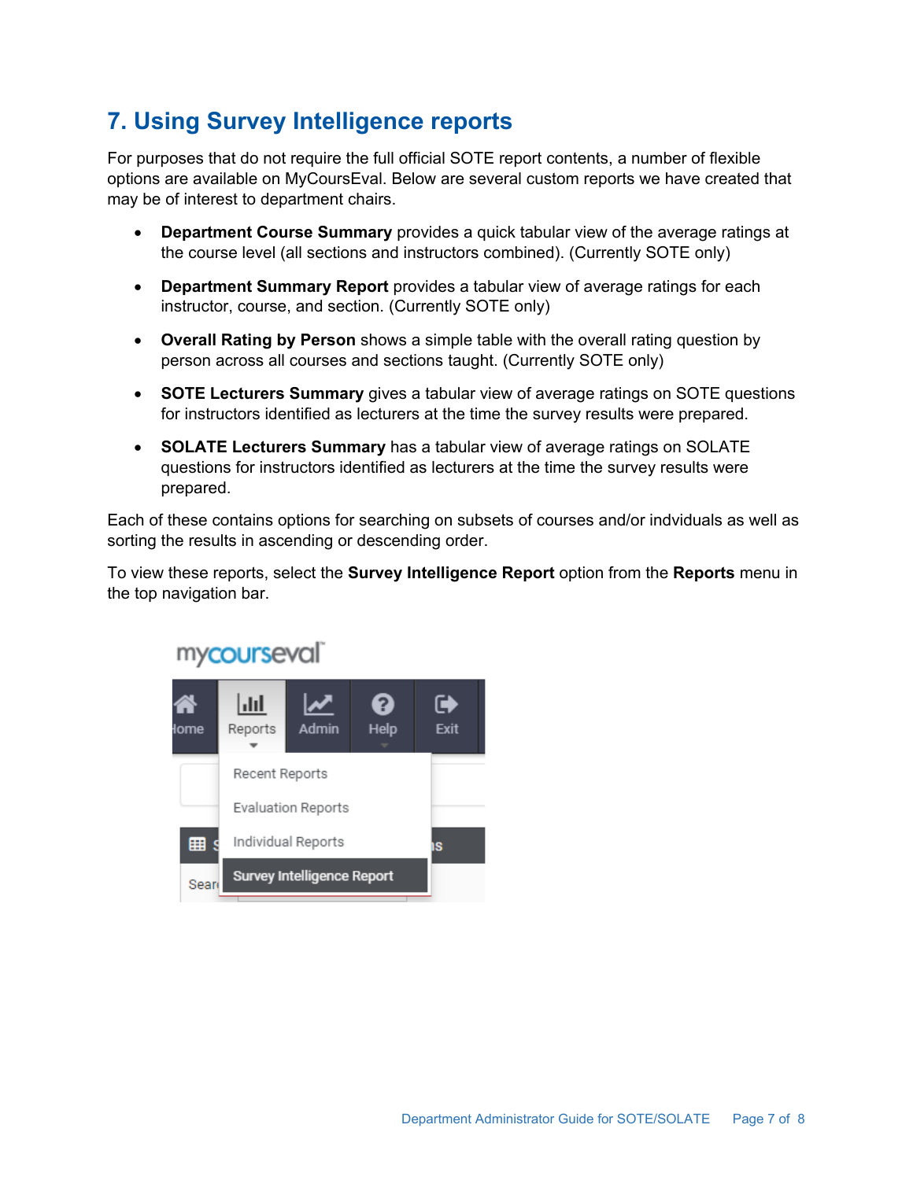# 7. Using Survey Intelligence reports

For purposes that do not require the full official SOTE report contents, a number of flexible options are available on MyCoursEval. Below are several custom reports we have created that may be of interest to department chairs.

- **Department Course Summary** provides a quick tabular view of the average ratings at the course level (all sections and instructors combined). (Currently SOTE only)
- **Department Summary Report** provides a tabular view of average ratings for each instructor, course, and section. (Currently SOTE only)
- **Overall Rating by Person** shows a simple table with the overall rating question by person across all courses and sections taught. (Currently SOTE only)
- **SOTE Lecturers Summary** gives a tabular view of average ratings on SOTE questions for instructors identified as lecturers at the time the survey results were prepared.
- **SOLATE Lecturers Summary** has a tabular view of average ratings on SOLATE questions for instructors identified as lecturers at the time the survey results were prepared.

Each of these contains options for searching on subsets of courses and/or indviduals as well as sorting the results in ascending or descending order.

To view these reports, select the **Survey Intelligence Report** option from the **Reports** menu in the top navigation bar.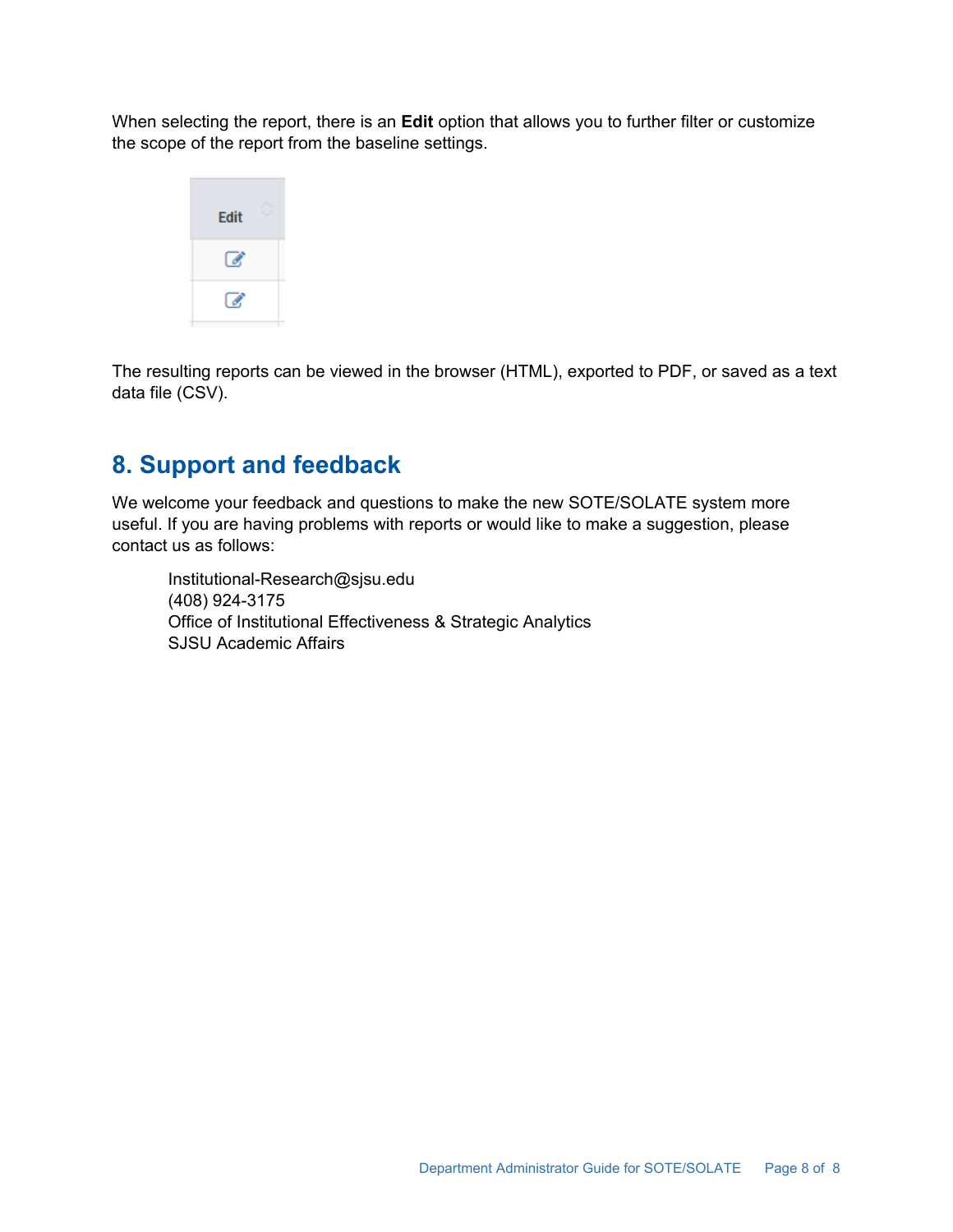When selecting the report, there is an **Edit** option that allows you to further filter or customize the scope of the report from the baseline settings.

The resulting reports can be viewed in the browser (HTML), exported to PDF, or saved as a text data file (CSV).

## 8. Support and feedback

We welcome your feedback and questions to make the new SOTE/SOLATE system more useful. If you are having problems with reports or would like to make a suggestion, please contact us as follows:

> Institutional-Research@sjsu.edu
> (408) 924-3175
> Office of Institutional Effectiveness & Strategic Analytics
> SJSU Academic Affairs